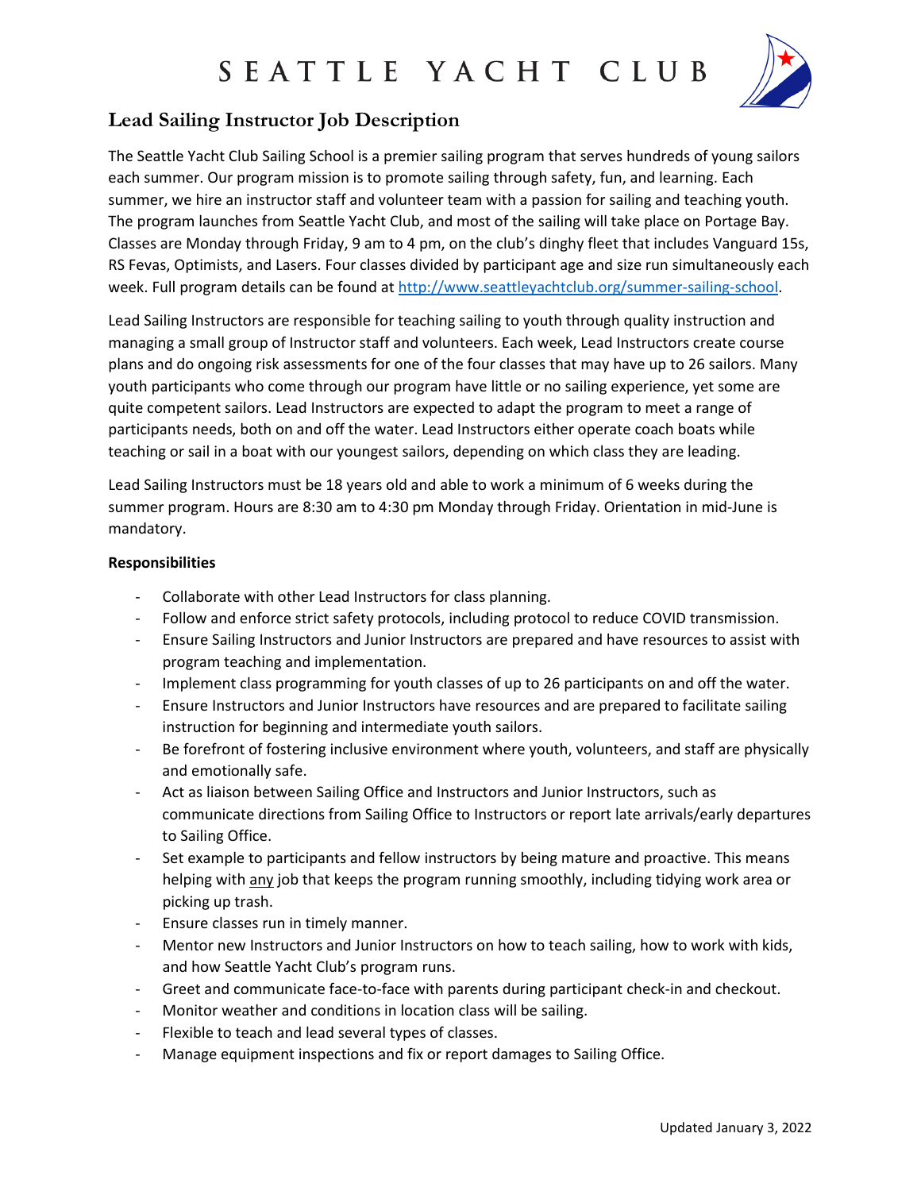# SEATTLE YACHT CLUB

## Lead Sailing Instructor Job Description

The Seattle Yacht Club Sailing School is a premier sailing program that serves hundreds of young sailors each summer. Our program mission is to promote sailing through safety, fun, and learning. Each summer, we hire an instructor staff and volunteer team with a passion for sailing and teaching youth. The program launches from Seattle Yacht Club, and most of the sailing will take place on Portage Bay. Classes are Monday through Friday, 9 am to 4 pm, on the club's dinghy fleet that includes Vanguard 15s, RS Fevas, Optimists, and Lasers. Four classes divided by participant age and size run simultaneously each week. Full program details can be found at [http://www.seattleyachtclub.org/summer-sailing-school](http://www.seattleyachtclub.org/summer-sailing-school).

Lead Sailing Instructors are responsible for teaching sailing to youth through quality instruction and managing a small group of Instructor staff and volunteers. Each week, Lead Instructors create course plans and do ongoing risk assessments for one of the four classes that may have up to 26 sailors. Many youth participants who come through our program have little or no sailing experience, yet some are quite competent sailors. Lead Instructors are expected to adapt the program to meet a range of participants needs, both on and off the water. Lead Instructors either operate coach boats while teaching or sail in a boat with our youngest sailors, depending on which class they are leading.

Lead Sailing Instructors must be 18 years old and able to work a minimum of 6 weeks during the summer program. Hours are 8:30 am to 4:30 pm Monday through Friday. Orientation in mid-June is mandatory.

**Responsibilities**

- Collaborate with other Lead Instructors for class planning.
- Follow and enforce strict safety protocols, including protocol to reduce COVID transmission.
- Ensure Sailing Instructors and Junior Instructors are prepared and have resources to assist with program teaching and implementation.
- Implement class programming for youth classes of up to 26 participants on and off the water.
- Ensure Instructors and Junior Instructors have resources and are prepared to facilitate sailing instruction for beginning and intermediate youth sailors.
- Be forefront of fostering inclusive environment where youth, volunteers, and staff are physically and emotionally safe.
- Act as liaison between Sailing Office and Instructors and Junior Instructors, such as communicate directions from Sailing Office to Instructors or report late arrivals/early departures to Sailing Office.
- Set example to participants and fellow instructors by being mature and proactive. This means helping with any job that keeps the program running smoothly, including tidying work area or picking up trash.
- Ensure classes run in timely manner.
- Mentor new Instructors and Junior Instructors on how to teach sailing, how to work with kids, and how Seattle Yacht Club's program runs.
- Greet and communicate face-to-face with parents during participant check-in and checkout.
- Monitor weather and conditions in location class will be sailing.
- Flexible to teach and lead several types of classes.
- Manage equipment inspections and fix or report damages to Sailing Office.

Updated January 3, 2022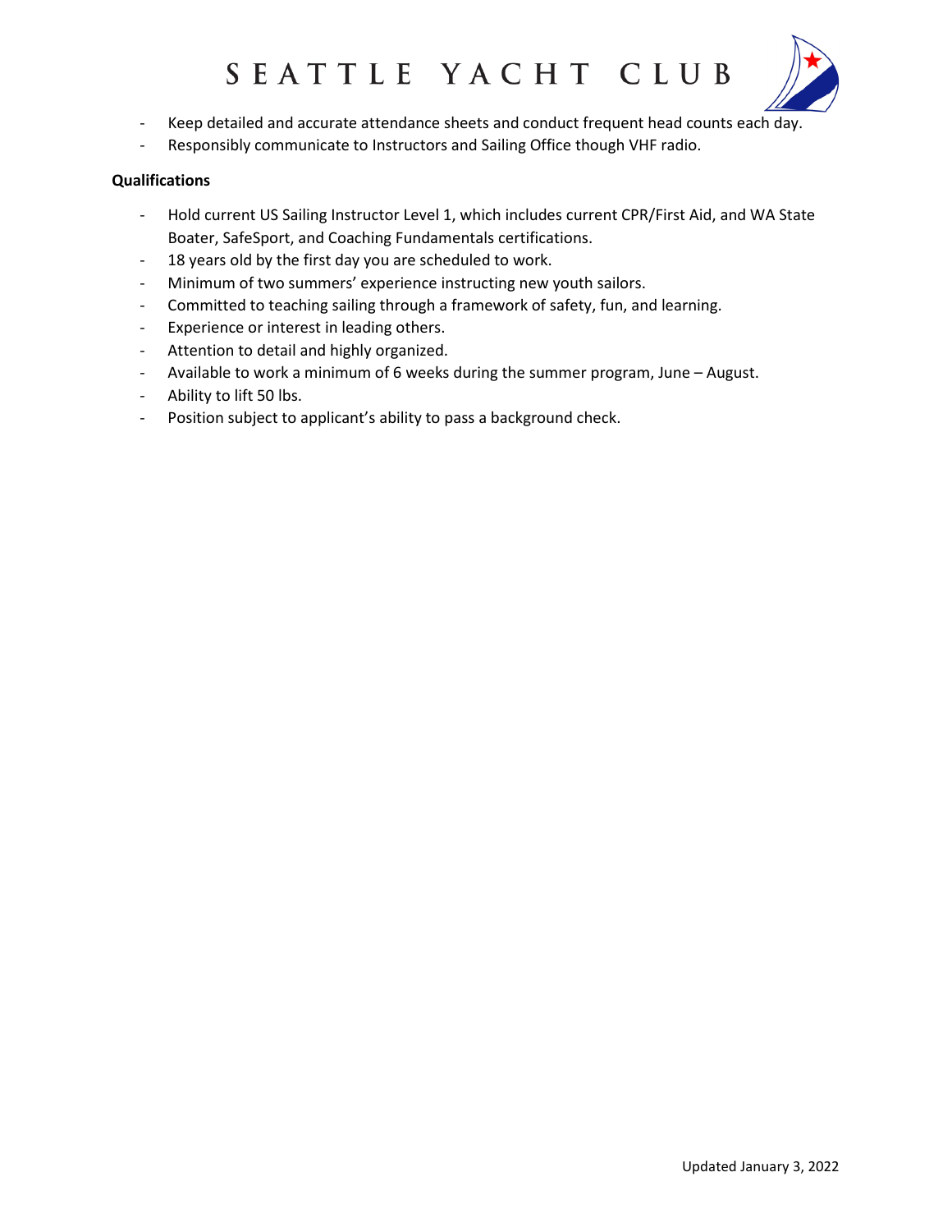- Keep detailed and accurate attendance sheets and conduct frequent head counts each day.
- Responsibly communicate to Instructors and Sailing Office though VHF radio.

**Qualifications**

- Hold current US Sailing Instructor Level 1, which includes current CPR/First Aid, and WA State Boater, SafeSport, and Coaching Fundamentals certifications.
- 18 years old by the first day you are scheduled to work.
- Minimum of two summers' experience instructing new youth sailors.
- Committed to teaching sailing through a framework of safety, fun, and learning.
- Experience or interest in leading others.
- Attention to detail and highly organized.
- Available to work a minimum of 6 weeks during the summer program, June – August.
- Ability to lift 50 lbs.
- Position subject to applicant's ability to pass a background check.

Updated January 3, 2022